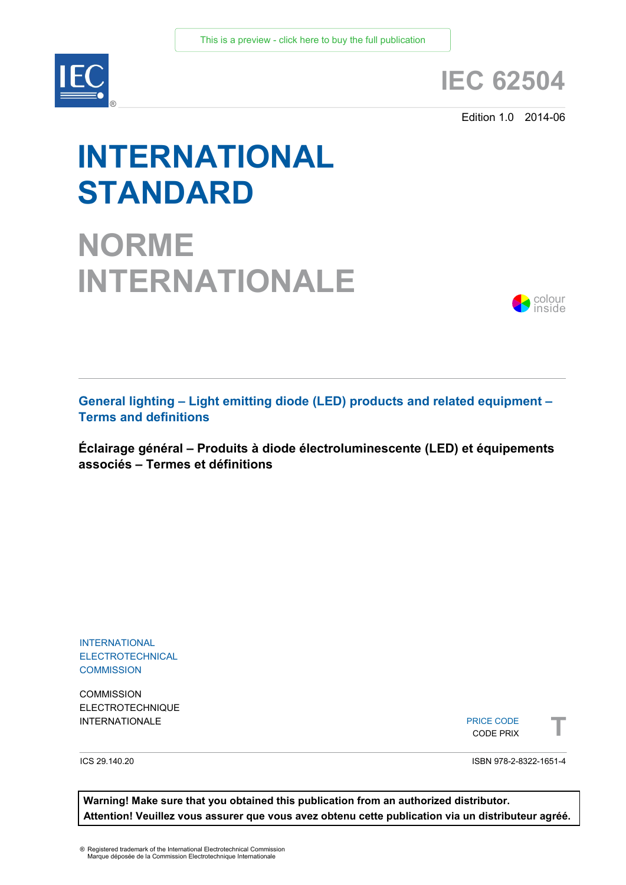This is a preview - click here to buy the full publication

# IEC 62504

Edition 1.0 2014-06

# INTERNATIONAL STANDARD

# NORME INTERNATIONALE

colour inside

## General lighting – Light emitting diode (LED) products and related equipment – Terms and definitions

## Éclairage général – Produits à diode électroluminescente (LED) et équipements associés – Termes et définitions

INTERNATIONAL ELECTROTECHNICAL COMMISSION

COMMISSION ELECTROTECHNIQUE INTERNATIONALE

PRICE CODE
CODE PRIX **T**

ICS 29.140.20

ISBN 978-2-8322-1651-4

**Warning! Make sure that you obtained this publication from an authorized distributor.**
**Attention! Veuillez vous assurer que vous avez obtenu cette publication via un distributeur agréé.**

® Registered trademark of the International Electrotechnical Commission
Marque déposée de la Commission Electrotechnique Internationale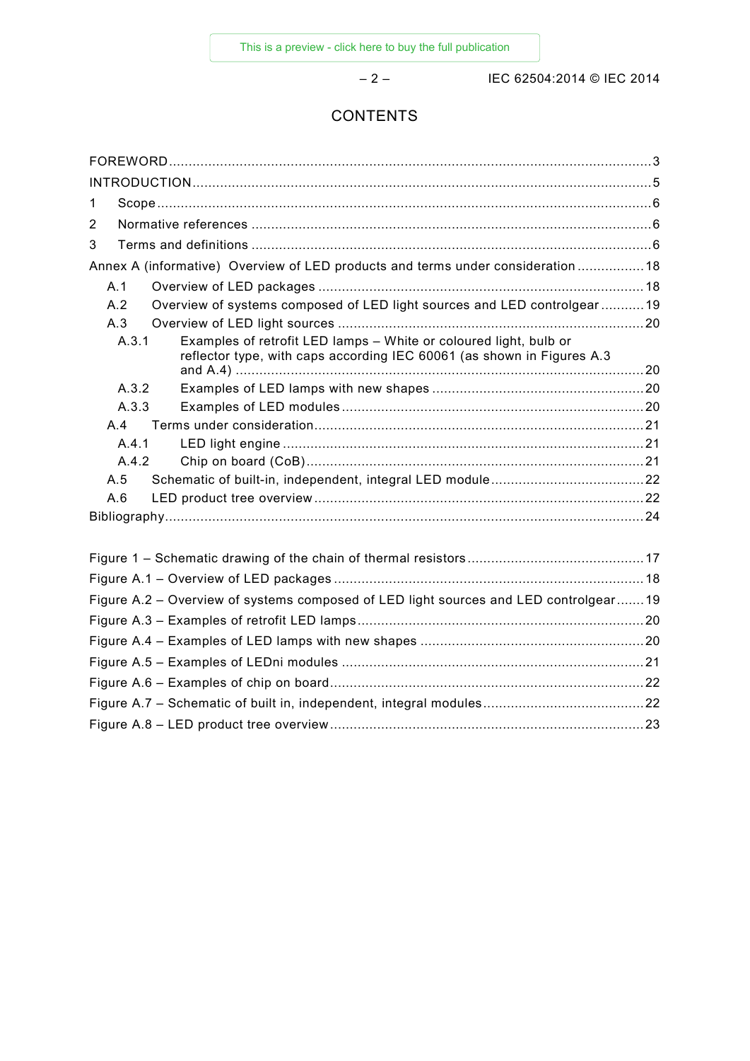# CONTENTS

FOREWORD ... 3
INTRODUCTION ... 5
1 Scope ... 6
2 Normative references ... 6
3 Terms and definitions ... 6
Annex A (informative) Overview of LED products and terms under consideration ... 18
- A.1 Overview of LED packages ... 18
- A.2 Overview of systems composed of LED light sources and LED controlgear ... 19
- A.3 Overview of LED light sources ... 20
  - A.3.1 Examples of retrofit LED lamps – White or coloured light, bulb or reflector type, with caps according IEC 60061 (as shown in Figures A.3 and A.4) ... 20
  - A.3.2 Examples of LED lamps with new shapes ... 20
  - A.3.3 Examples of LED modules ... 20
- A.4 Terms under consideration ... 21
  - A.4.1 LED light engine ... 21
  - A.4.2 Chip on board (CoB) ... 21
- A.5 Schematic of built-in, independent, integral LED module ... 22
- A.6 LED product tree overview ... 22

Bibliography ... 24

Figure 1 – Schematic drawing of the chain of thermal resistors ... 17
Figure A.1 – Overview of LED packages ... 18
Figure A.2 – Overview of systems composed of LED light sources and LED controlgear ... 19
Figure A.3 – Examples of retrofit LED lamps ... 20
Figure A.4 – Examples of LED lamps with new shapes ... 20
Figure A.5 – Examples of LEDni modules ... 21
Figure A.6 – Examples of chip on board ... 22
Figure A.7 – Schematic of built in, independent, integral modules ... 22
Figure A.8 – LED product tree overview ... 23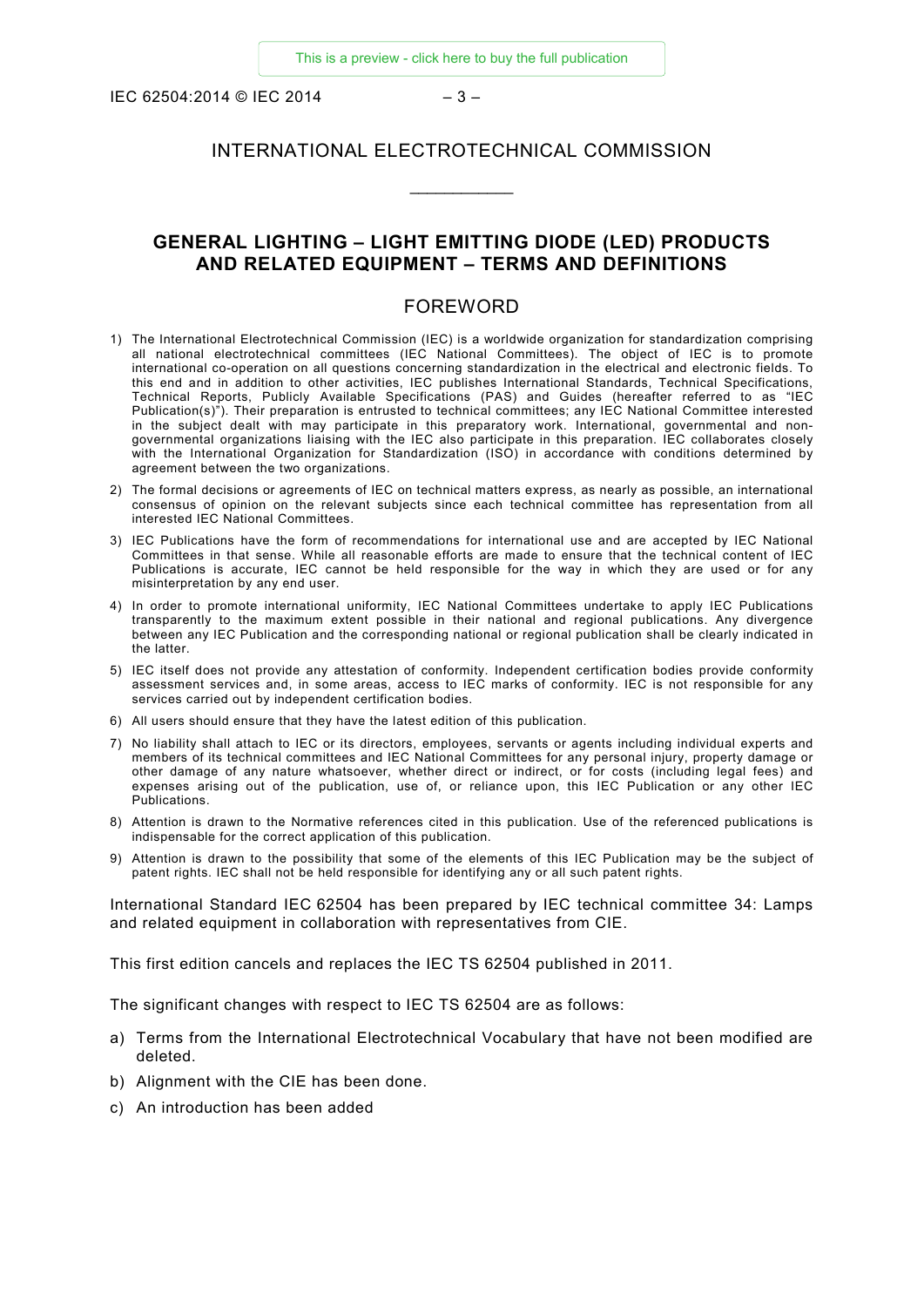# INTERNATIONAL ELECTROTECHNICAL COMMISSION

\_\_\_\_\_\_\_\_\_\_\_\_

## GENERAL LIGHTING – LIGHT EMITTING DIODE (LED) PRODUCTS AND RELATED EQUIPMENT – TERMS AND DEFINITIONS

## FOREWORD

1) The International Electrotechnical Commission (IEC) is a worldwide organization for standardization comprising all national electrotechnical committees (IEC National Committees). The object of IEC is to promote international co-operation on all questions concerning standardization in the electrical and electronic fields. To this end and in addition to other activities, IEC publishes International Standards, Technical Specifications, Technical Reports, Publicly Available Specifications (PAS) and Guides (hereafter referred to as "IEC Publication(s)"). Their preparation is entrusted to technical committees; any IEC National Committee interested in the subject dealt with may participate in this preparatory work. International, governmental and non-governmental organizations liaising with the IEC also participate in this preparation. IEC collaborates closely with the International Organization for Standardization (ISO) in accordance with conditions determined by agreement between the two organizations.
2) The formal decisions or agreements of IEC on technical matters express, as nearly as possible, an international consensus of opinion on the relevant subjects since each technical committee has representation from all interested IEC National Committees.
3) IEC Publications have the form of recommendations for international use and are accepted by IEC National Committees in that sense. While all reasonable efforts are made to ensure that the technical content of IEC Publications is accurate, IEC cannot be held responsible for the way in which they are used or for any misinterpretation by any end user.
4) In order to promote international uniformity, IEC National Committees undertake to apply IEC Publications transparently to the maximum extent possible in their national and regional publications. Any divergence between any IEC Publication and the corresponding national or regional publication shall be clearly indicated in the latter.
5) IEC itself does not provide any attestation of conformity. Independent certification bodies provide conformity assessment services and, in some areas, access to IEC marks of conformity. IEC is not responsible for any services carried out by independent certification bodies.
6) All users should ensure that they have the latest edition of this publication.
7) No liability shall attach to IEC or its directors, employees, servants or agents including individual experts and members of its technical committees and IEC National Committees for any personal injury, property damage or other damage of any nature whatsoever, whether direct or indirect, or for costs (including legal fees) and expenses arising out of the publication, use of, or reliance upon, this IEC Publication or any other IEC Publications.
8) Attention is drawn to the Normative references cited in this publication. Use of the referenced publications is indispensable for the correct application of this publication.
9) Attention is drawn to the possibility that some of the elements of this IEC Publication may be the subject of patent rights. IEC shall not be held responsible for identifying any or all such patent rights.

International Standard IEC 62504 has been prepared by IEC technical committee 34: Lamps and related equipment in collaboration with representatives from CIE.

This first edition cancels and replaces the IEC TS 62504 published in 2011.

The significant changes with respect to IEC TS 62504 are as follows:

a) Terms from the International Electrotechnical Vocabulary that have not been modified are deleted.
b) Alignment with the CIE has been done.
c) An introduction has been added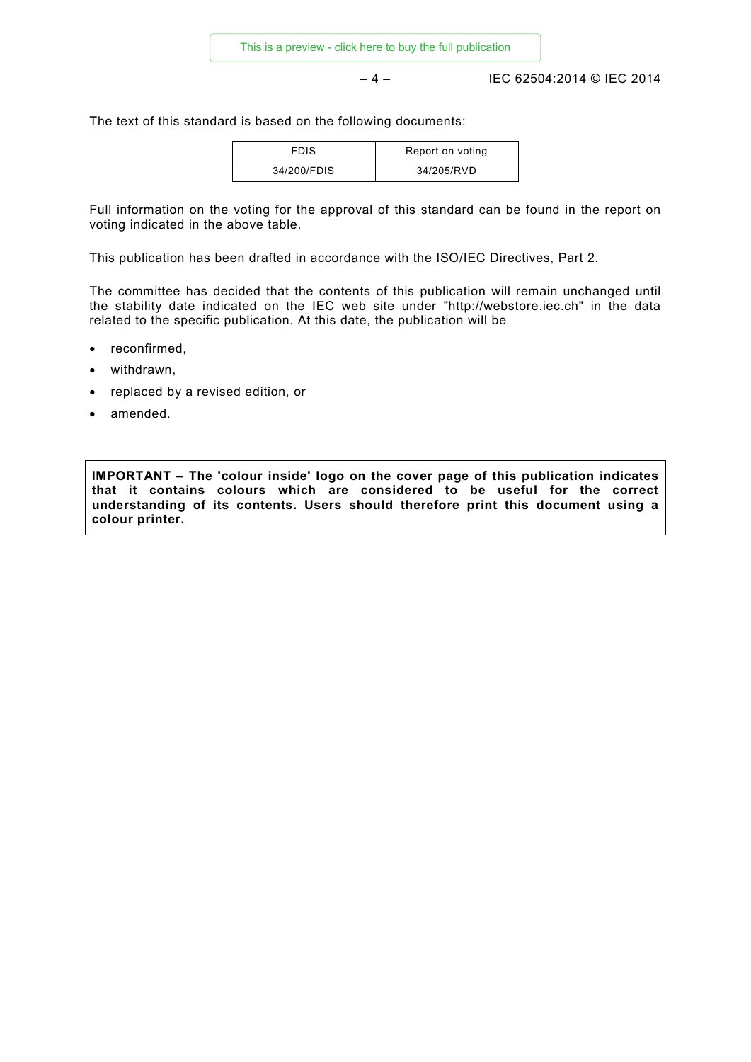The text of this standard is based on the following documents:

| FDIS | Report on voting |
| --- | --- |
| 34/200/FDIS | 34/205/RVD |

Full information on the voting for the approval of this standard can be found in the report on voting indicated in the above table.

This publication has been drafted in accordance with the ISO/IEC Directives, Part 2.

The committee has decided that the contents of this publication will remain unchanged until the stability date indicated on the IEC web site under "http://webstore.iec.ch" in the data related to the specific publication. At this date, the publication will be

- reconfirmed,
- withdrawn,
- replaced by a revised edition, or
- amended.

**IMPORTANT – The 'colour inside' logo on the cover page of this publication indicates that it contains colours which are considered to be useful for the correct understanding of its contents. Users should therefore print this document using a colour printer.**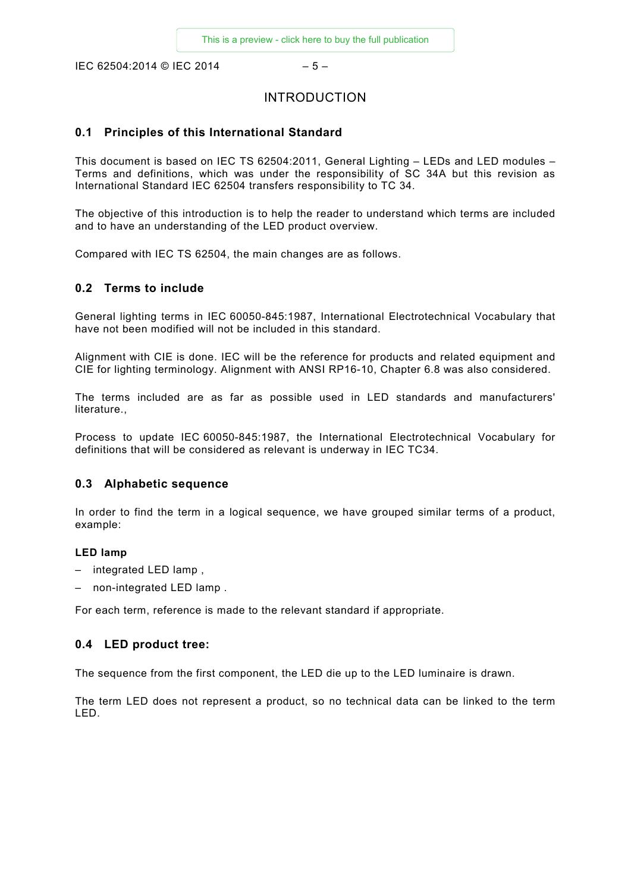# INTRODUCTION

## 0.1 Principles of this International Standard

This document is based on IEC TS 62504:2011, General Lighting – LEDs and LED modules – Terms and definitions, which was under the responsibility of SC 34A but this revision as International Standard IEC 62504 transfers responsibility to TC 34.

The objective of this introduction is to help the reader to understand which terms are included and to have an understanding of the LED product overview.

Compared with IEC TS 62504, the main changes are as follows.

## 0.2 Terms to include

General lighting terms in IEC 60050-845:1987, International Electrotechnical Vocabulary that have not been modified will not be included in this standard.

Alignment with CIE is done. IEC will be the reference for products and related equipment and CIE for lighting terminology. Alignment with ANSI RP16-10, Chapter 6.8 was also considered.

The terms included are as far as possible used in LED standards and manufacturers' literature.,

Process to update IEC 60050-845:1987, the International Electrotechnical Vocabulary for definitions that will be considered as relevant is underway in IEC TC34.

## 0.3 Alphabetic sequence

In order to find the term in a logical sequence, we have grouped similar terms of a product, example:

**LED lamp**

- integrated LED lamp ,
- non-integrated LED lamp .

For each term, reference is made to the relevant standard if appropriate.

## 0.4 LED product tree:

The sequence from the first component, the LED die up to the LED luminaire is drawn.

The term LED does not represent a product, so no technical data can be linked to the term LED.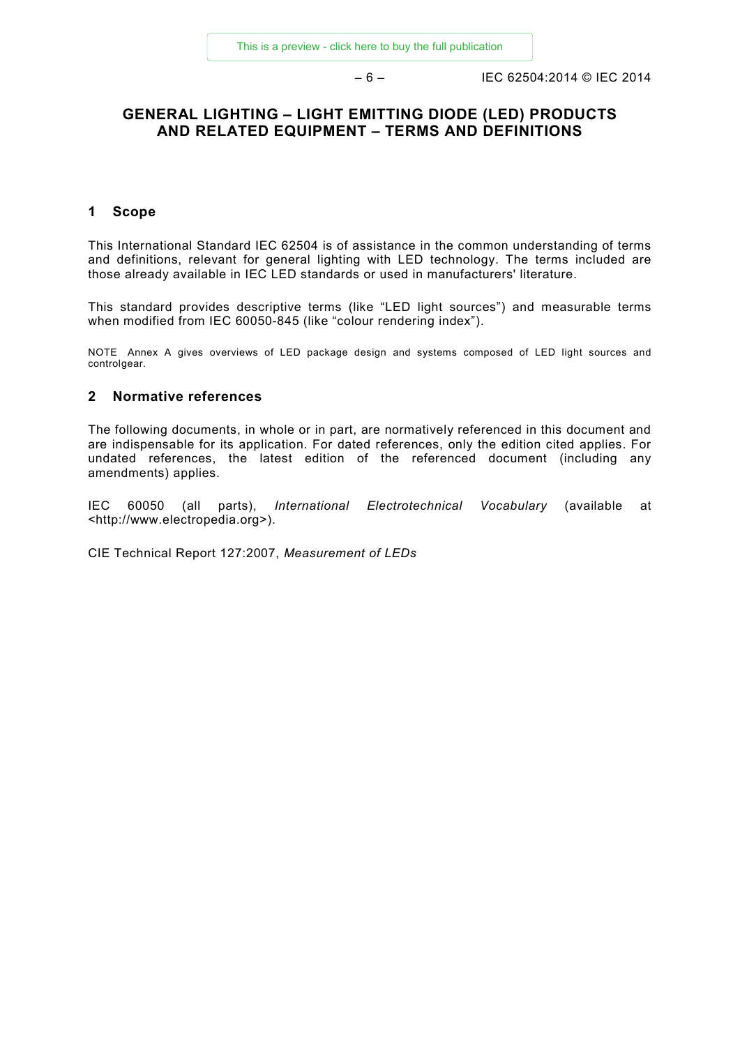# GENERAL LIGHTING – LIGHT EMITTING DIODE (LED) PRODUCTS AND RELATED EQUIPMENT – TERMS AND DEFINITIONS

## 1 Scope

This International Standard IEC 62504 is of assistance in the common understanding of terms and definitions, relevant for general lighting with LED technology. The terms included are those already available in IEC LED standards or used in manufacturers' literature.

This standard provides descriptive terms (like "LED light sources") and measurable terms when modified from IEC 60050-845 (like "colour rendering index").

NOTE Annex A gives overviews of LED package design and systems composed of LED light sources and controlgear.

## 2 Normative references

The following documents, in whole or in part, are normatively referenced in this document and are indispensable for its application. For dated references, only the edition cited applies. For undated references, the latest edition of the referenced document (including any amendments) applies.

IEC 60050 (all parts), *International Electrotechnical Vocabulary* (available at <http://www.electropedia.org>).

CIE Technical Report 127:2007, *Measurement of LEDs*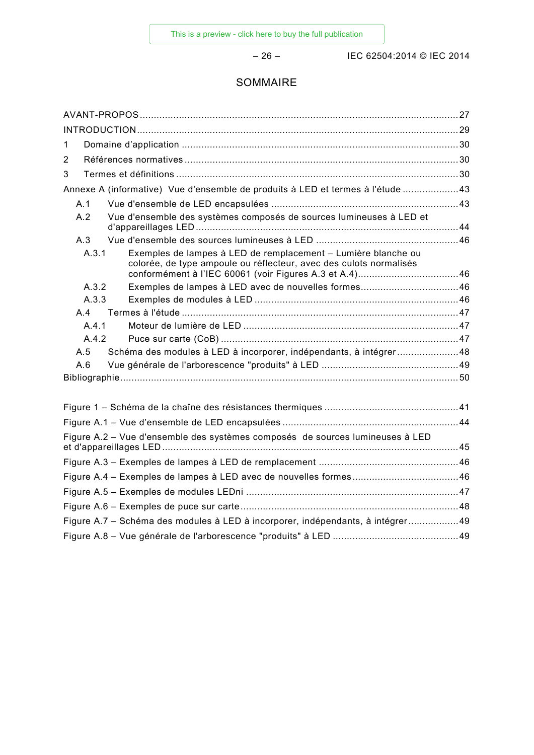# SOMMAIRE

AVANT-PROPOS .... 27
INTRODUCTION .... 29
1 Domaine d'application .... 30
2 Références normatives .... 30
3 Termes et définitions .... 30
Annexe A (informative) Vue d'ensemble de produits à LED et termes à l'étude .... 43
- A.1 Vue d'ensemble de LED encapsulées .... 43
- A.2 Vue d'ensemble des systèmes composés de sources lumineuses à LED et d'appareillages LED .... 44
- A.3 Vue d'ensemble des sources lumineuses à LED .... 46
  - A.3.1 Exemples de lampes à LED de remplacement – Lumière blanche ou colorée, de type ampoule ou réflecteur, avec des culots normalisés conformément à l'IEC 60061 (voir Figures A.3 et A.4) .... 46
  - A.3.2 Exemples de lampes à LED avec de nouvelles formes .... 46
  - A.3.3 Exemples de modules à LED .... 46
- A.4 Termes à l'étude .... 47
  - A.4.1 Moteur de lumière de LED .... 47
  - A.4.2 Puce sur carte (CoB) .... 47
- A.5 Schéma des modules à LED à incorporer, indépendants, à intégrer .... 48
- A.6 Vue générale de l'arborescence "produits" à LED .... 49

Bibliographie .... 50

Figure 1 – Schéma de la chaîne des résistances thermiques .... 41
Figure A.1 – Vue d'ensemble de LED encapsulées .... 44
Figure A.2 – Vue d'ensemble des systèmes composés de sources lumineuses à LED et d'appareillages LED .... 45
Figure A.3 – Exemples de lampes à LED de remplacement .... 46
Figure A.4 – Exemples de lampes à LED avec de nouvelles formes .... 46
Figure A.5 – Exemples de modules LEDni .... 47
Figure A.6 – Exemples de puce sur carte .... 48
Figure A.7 – Schéma des modules à LED à incorporer, indépendants, à intégrer .... 49
Figure A.8 – Vue générale de l'arborescence "produits" à LED .... 49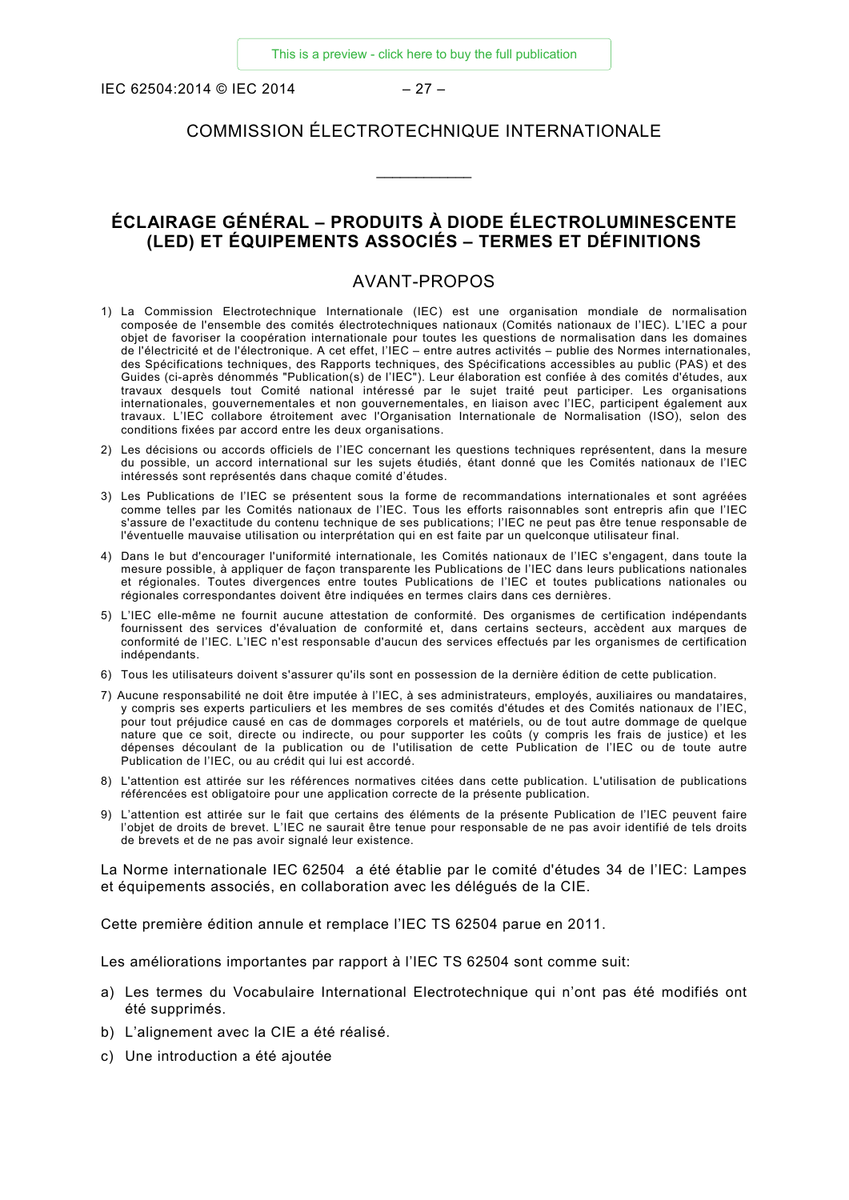# COMMISSION ÉLECTROTECHNIQUE INTERNATIONALE

___________

## ÉCLAIRAGE GÉNÉRAL – PRODUITS À DIODE ÉLECTROLUMINESCENTE (LED) ET ÉQUIPEMENTS ASSOCIÉS – TERMES ET DÉFINITIONS

### AVANT-PROPOS

1) La Commission Electrotechnique Internationale (IEC) est une organisation mondiale de normalisation composée de l'ensemble des comités électrotechniques nationaux (Comités nationaux de l'IEC). L'IEC a pour objet de favoriser la coopération internationale pour toutes les questions de normalisation dans les domaines de l'électricité et de l'électronique. A cet effet, l'IEC – entre autres activités – publie des Normes internationales, des Spécifications techniques, des Rapports techniques, des Spécifications accessibles au public (PAS) et des Guides (ci-après dénommés "Publication(s) de l'IEC"). Leur élaboration est confiée à des comités d'études, aux travaux desquels tout Comité national intéressé par le sujet traité peut participer. Les organisations internationales, gouvernementales et non gouvernementales, en liaison avec l'IEC, participent également aux travaux. L'IEC collabore étroitement avec l'Organisation Internationale de Normalisation (ISO), selon des conditions fixées par accord entre les deux organisations.
2) Les décisions ou accords officiels de l'IEC concernant les questions techniques représentent, dans la mesure du possible, un accord international sur les sujets étudiés, étant donné que les Comités nationaux de l'IEC intéressés sont représentés dans chaque comité d'études.
3) Les Publications de l'IEC se présentent sous la forme de recommandations internationales et sont agréées comme telles par les Comités nationaux de l'IEC. Tous les efforts raisonnables sont entrepris afin que l'IEC s'assure de l'exactitude du contenu technique de ses publications; l'IEC ne peut pas être tenue responsable de l'éventuelle mauvaise utilisation ou interprétation qui en est faite par un quelconque utilisateur final.
4) Dans le but d'encourager l'uniformité internationale, les Comités nationaux de l'IEC s'engagent, dans toute la mesure possible, à appliquer de façon transparente les Publications de l'IEC dans leurs publications nationales et régionales. Toutes divergences entre toutes Publications de l'IEC et toutes publications nationales ou régionales correspondantes doivent être indiquées en termes clairs dans ces dernières.
5) L'IEC elle-même ne fournit aucune attestation de conformité. Des organismes de certification indépendants fournissent des services d'évaluation de conformité et, dans certains secteurs, accèdent aux marques de conformité de l'IEC. L'IEC n'est responsable d'aucun des services effectués par les organismes de certification indépendants.
6) Tous les utilisateurs doivent s'assurer qu'ils sont en possession de la dernière édition de cette publication.
7) Aucune responsabilité ne doit être imputée à l'IEC, à ses administrateurs, employés, auxiliaires ou mandataires, y compris ses experts particuliers et les membres de ses comités d'études et des Comités nationaux de l'IEC, pour tout préjudice causé en cas de dommages corporels et matériels, ou de tout autre dommage de quelque nature que ce soit, directe ou indirecte, ou pour supporter les coûts (y compris les frais de justice) et les dépenses découlant de la publication ou de l'utilisation de cette Publication de l'IEC ou de toute autre Publication de l'IEC, ou au crédit qui lui est accordé.
8) L'attention est attirée sur les références normatives citées dans cette publication. L'utilisation de publications référencées est obligatoire pour une application correcte de la présente publication.
9) L'attention est attirée sur le fait que certains des éléments de la présente Publication de l'IEC peuvent faire l'objet de droits de brevet. L'IEC ne saurait être tenue pour responsable de ne pas avoir identifié de tels droits de brevets et de ne pas avoir signalé leur existence.

La Norme internationale IEC 62504 a été établie par le comité d'études 34 de l'IEC: Lampes et équipements associés, en collaboration avec les délégués de la CIE.

Cette première édition annule et remplace l'IEC TS 62504 parue en 2011.

Les améliorations importantes par rapport à l'IEC TS 62504 sont comme suit:

a) Les termes du Vocabulaire International Electrotechnique qui n'ont pas été modifiés ont été supprimés.
b) L'alignement avec la CIE a été réalisé.
c) Une introduction a été ajoutée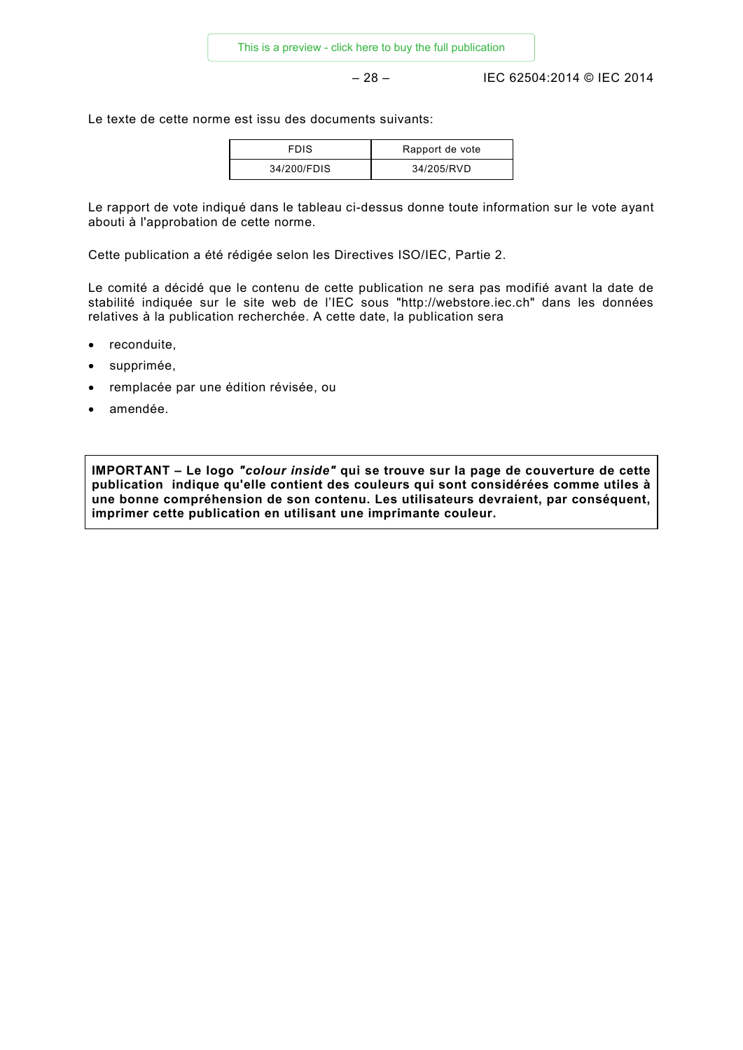Le texte de cette norme est issu des documents suivants:

| FDIS | Rapport de vote |
|---|---|
| 34/200/FDIS | 34/205/RVD |

Le rapport de vote indiqué dans le tableau ci-dessus donne toute information sur le vote ayant abouti à l'approbation de cette norme.

Cette publication a été rédigée selon les Directives ISO/IEC, Partie 2.

Le comité a décidé que le contenu de cette publication ne sera pas modifié avant la date de stabilité indiquée sur le site web de l'IEC sous "http://webstore.iec.ch" dans les données relatives à la publication recherchée. A cette date, la publication sera

- reconduite,
- supprimée,
- remplacée par une édition révisée, ou
- amendée.

**IMPORTANT – Le logo *"colour inside"* qui se trouve sur la page de couverture de cette publication indique qu'elle contient des couleurs qui sont considérées comme utiles à une bonne compréhension de son contenu. Les utilisateurs devraient, par conséquent, imprimer cette publication en utilisant une imprimante couleur.**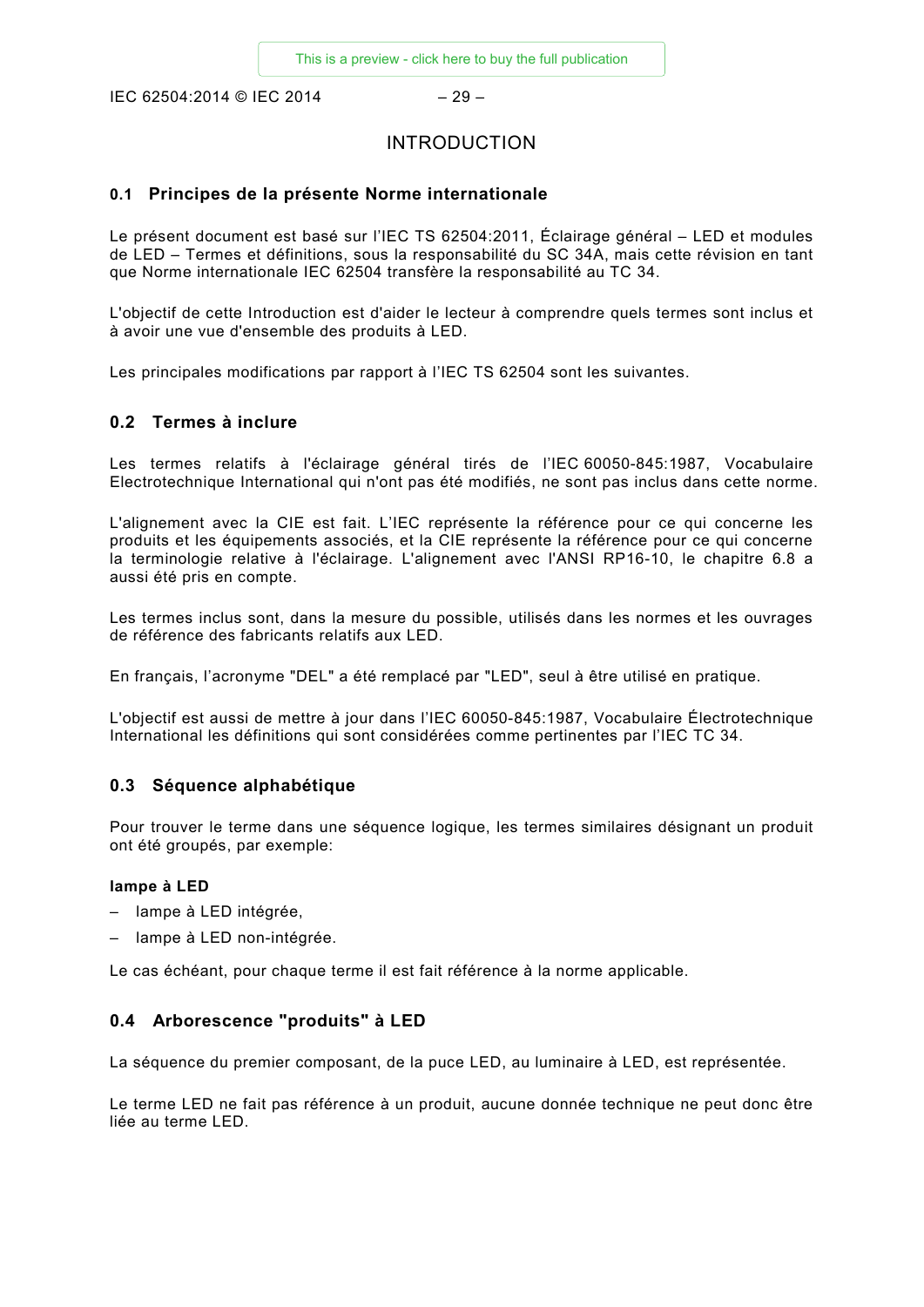# INTRODUCTION

## 0.1 Principes de la présente Norme internationale

Le présent document est basé sur l'IEC TS 62504:2011, Éclairage général – LED et modules de LED – Termes et définitions, sous la responsabilité du SC 34A, mais cette révision en tant que Norme internationale IEC 62504 transfère la responsabilité au TC 34.

L'objectif de cette Introduction est d'aider le lecteur à comprendre quels termes sont inclus et à avoir une vue d'ensemble des produits à LED.

Les principales modifications par rapport à l'IEC TS 62504 sont les suivantes.

## 0.2 Termes à inclure

Les termes relatifs à l'éclairage général tirés de l'IEC 60050-845:1987, Vocabulaire Electrotechnique International qui n'ont pas été modifiés, ne sont pas inclus dans cette norme.

L'alignement avec la CIE est fait. L'IEC représente la référence pour ce qui concerne les produits et les équipements associés, et la CIE représente la référence pour ce qui concerne la terminologie relative à l'éclairage. L'alignement avec l'ANSI RP16-10, le chapitre 6.8 a aussi été pris en compte.

Les termes inclus sont, dans la mesure du possible, utilisés dans les normes et les ouvrages de référence des fabricants relatifs aux LED.

En français, l'acronyme "DEL" a été remplacé par "LED", seul à être utilisé en pratique.

L'objectif est aussi de mettre à jour dans l'IEC 60050-845:1987, Vocabulaire Électrotechnique International les définitions qui sont considérées comme pertinentes par l'IEC TC 34.

## 0.3 Séquence alphabétique

Pour trouver le terme dans une séquence logique, les termes similaires désignant un produit ont été groupés, par exemple:

**lampe à LED**

- lampe à LED intégrée,
- lampe à LED non-intégrée.

Le cas échéant, pour chaque terme il est fait référence à la norme applicable.

## 0.4 Arborescence "produits" à LED

La séquence du premier composant, de la puce LED, au luminaire à LED, est représentée.

Le terme LED ne fait pas référence à un produit, aucune donnée technique ne peut donc être liée au terme LED.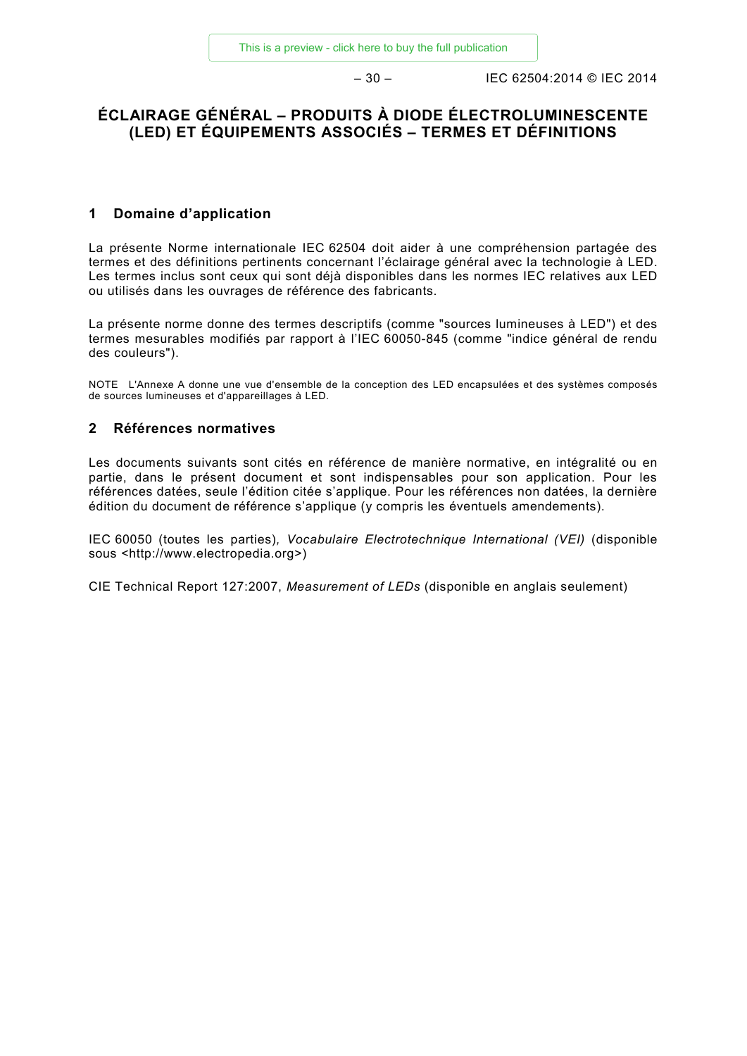# ÉCLAIRAGE GÉNÉRAL – PRODUITS À DIODE ÉLECTROLUMINESCENTE (LED) ET ÉQUIPEMENTS ASSOCIÉS – TERMES ET DÉFINITIONS

## 1 Domaine d'application

La présente Norme internationale IEC 62504 doit aider à une compréhension partagée des termes et des définitions pertinents concernant l'éclairage général avec la technologie à LED. Les termes inclus sont ceux qui sont déjà disponibles dans les normes IEC relatives aux LED ou utilisés dans les ouvrages de référence des fabricants.

La présente norme donne des termes descriptifs (comme "sources lumineuses à LED") et des termes mesurables modifiés par rapport à l'IEC 60050-845 (comme "indice général de rendu des couleurs").

NOTE L'Annexe A donne une vue d'ensemble de la conception des LED encapsulées et des systèmes composés de sources lumineuses et d'appareillages à LED.

## 2 Références normatives

Les documents suivants sont cités en référence de manière normative, en intégralité ou en partie, dans le présent document et sont indispensables pour son application. Pour les références datées, seule l'édition citée s'applique. Pour les références non datées, la dernière édition du document de référence s'applique (y compris les éventuels amendements).

IEC 60050 (toutes les parties), *Vocabulaire Electrotechnique International (VEI)* (disponible sous <http://www.electropedia.org>)

CIE Technical Report 127:2007, *Measurement of LEDs* (disponible en anglais seulement)